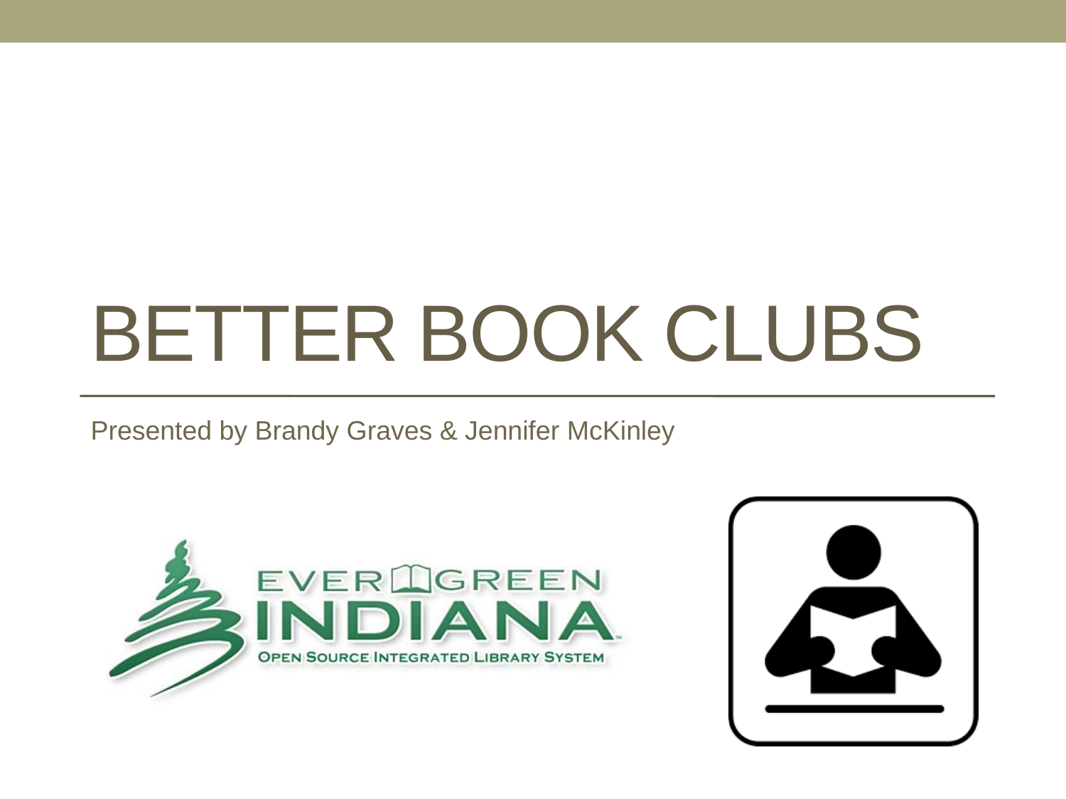# BETTER BOOK CLUBS

Presented by Brandy Graves & Jennifer McKinley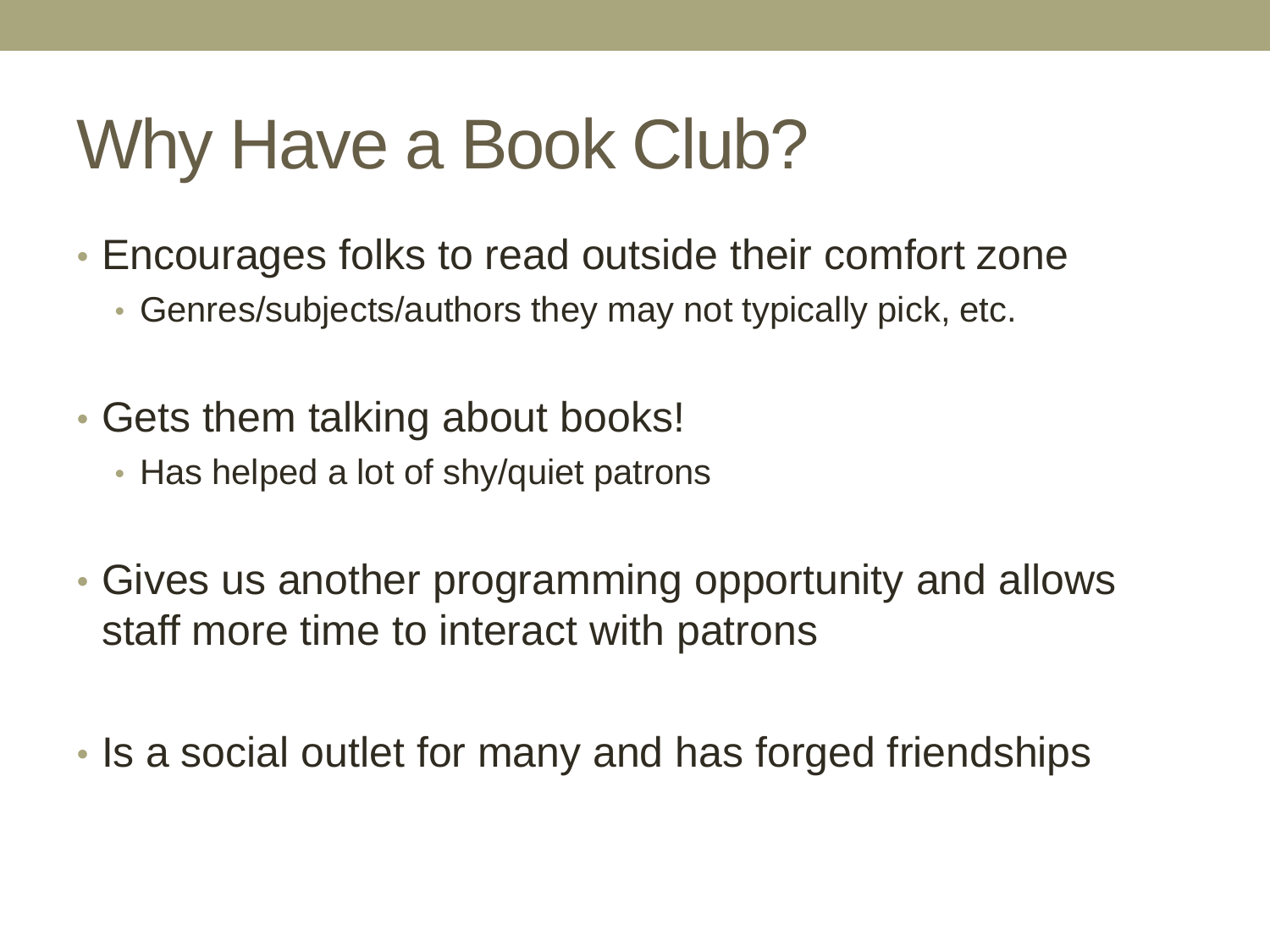# Why Have a Book Club?

- Encourages folks to read outside their comfort zone
  - Genres/subjects/authors they may not typically pick, etc.
- Gets them talking about books!
  - Has helped a lot of shy/quiet patrons
- Gives us another programming opportunity and allows staff more time to interact with patrons
- Is a social outlet for many and has forged friendships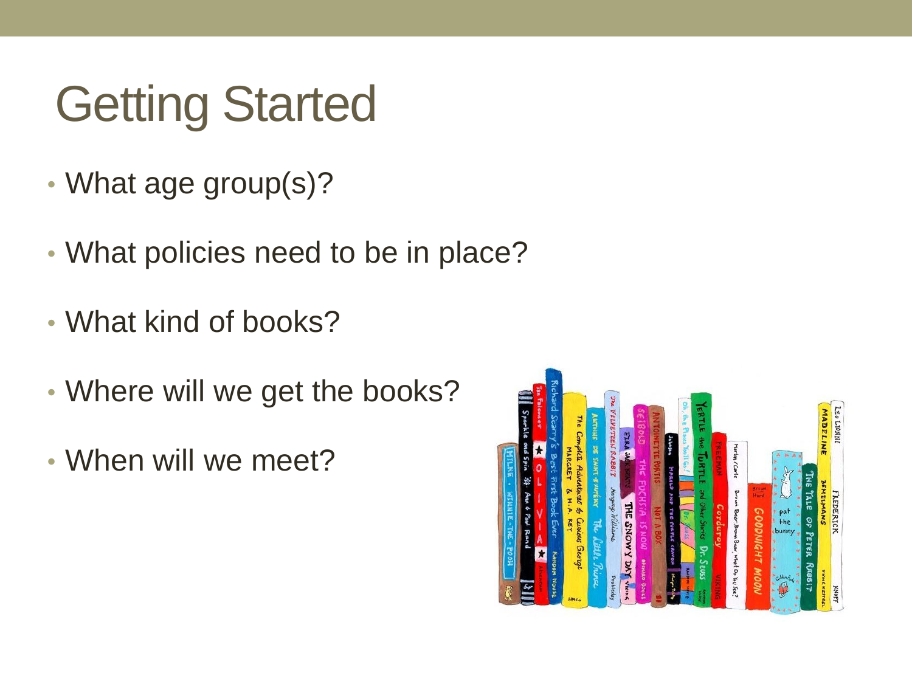# Getting Started

- What age group(s)?
- What policies need to be in place?
- What kind of books?
- Where will we get the books?
- When will we meet?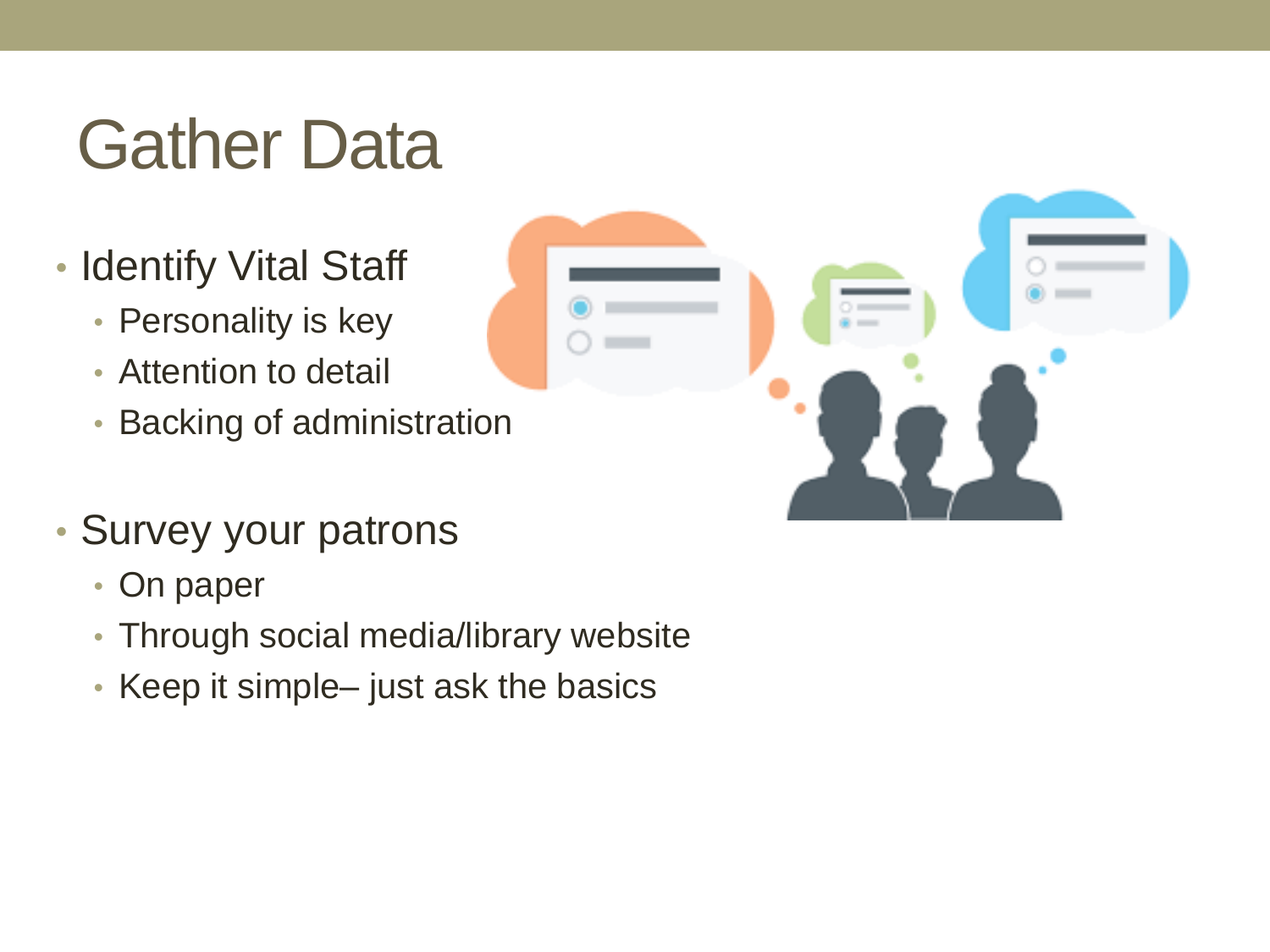# Gather Data

- Identify Vital Staff
  - Personality is key
  - Attention to detail
  - Backing of administration
- Survey your patrons
  - On paper
  - Through social media/library website
  - Keep it simple– just ask the basics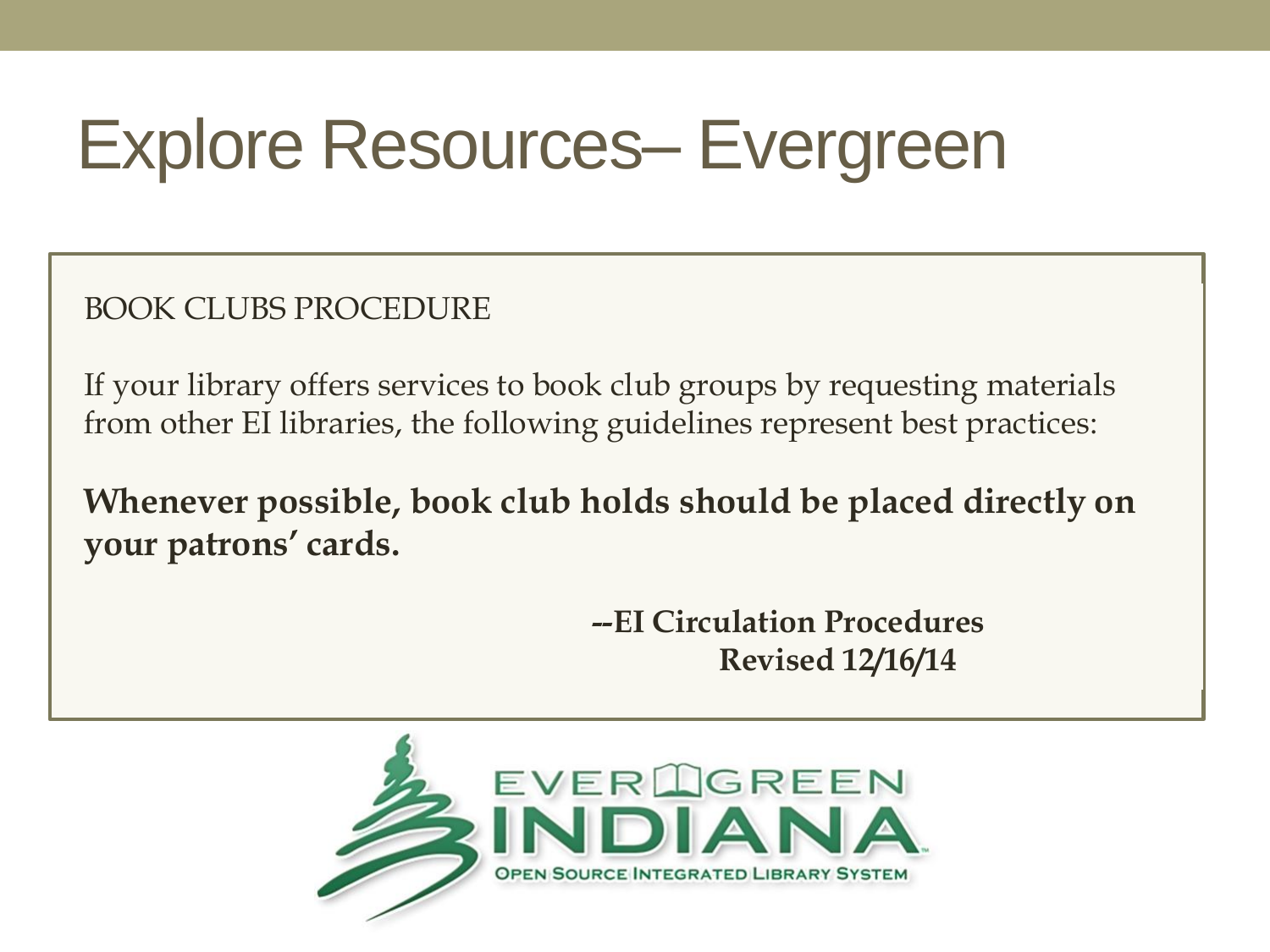# Explore Resources– Evergreen

BOOK CLUBS PROCEDURE

If your library offers services to book club groups by requesting materials from other EI libraries, the following guidelines represent best practices:

**Whenever possible, book club holds should be placed directly on your patrons' cards.**

**--EI Circulation Procedures**
**Revised 12/16/14**

EVERGREEN INDIANA
OPEN SOURCE INTEGRATED LIBRARY SYSTEM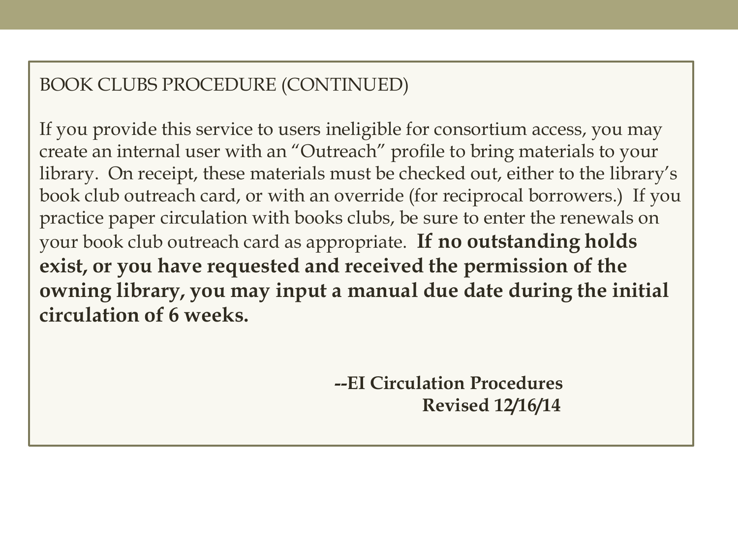BOOK CLUBS PROCEDURE (CONTINUED)

If you provide this service to users ineligible for consortium access, you may create an internal user with an "Outreach" profile to bring materials to your library. On receipt, these materials must be checked out, either to the library's book club outreach card, or with an override (for reciprocal borrowers.) If you practice paper circulation with books clubs, be sure to enter the renewals on your book club outreach card as appropriate. **If no outstanding holds exist, or you have requested and received the permission of the owning library, you may input a manual due date during the initial circulation of 6 weeks.**

**--EI Circulation Procedures**
**Revised 12/16/14**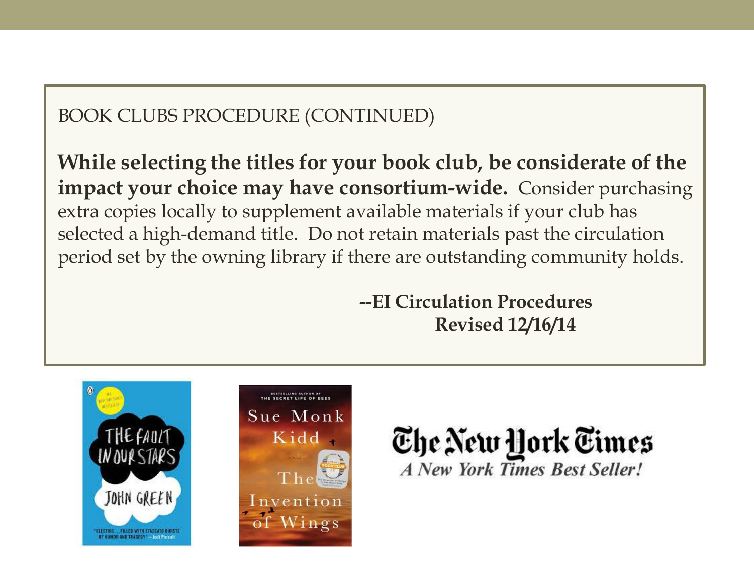BOOK CLUBS PROCEDURE (CONTINUED)

**While selecting the titles for your book club, be considerate of the impact your choice may have consortium-wide.** Consider purchasing extra copies locally to supplement available materials if your club has selected a high-demand title. Do not retain materials past the circulation period set by the owning library if there are outstanding community holds.

**--EI Circulation Procedures**
**Revised 12/16/14**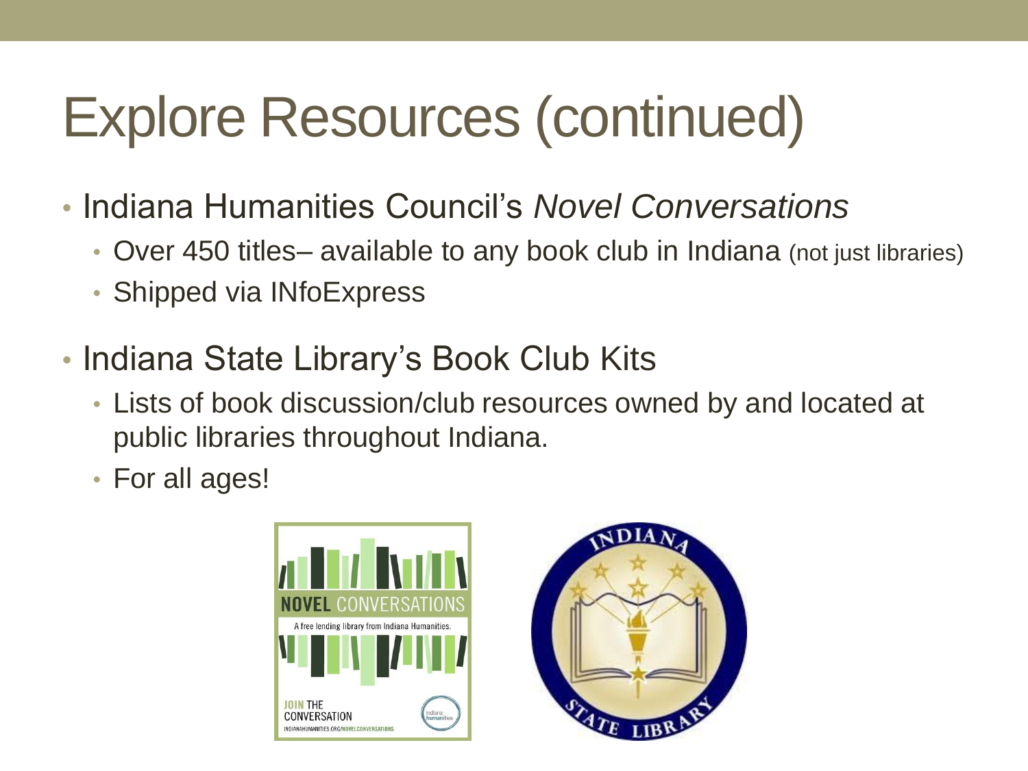# Explore Resources (continued)

- Indiana Humanities Council's *Novel Conversations*
  - Over 450 titles– available to any book club in Indiana (not just libraries)
  - Shipped via INfoExpress
- Indiana State Library's Book Club Kits
  - Lists of book discussion/club resources owned by and located at public libraries throughout Indiana.
  - For all ages!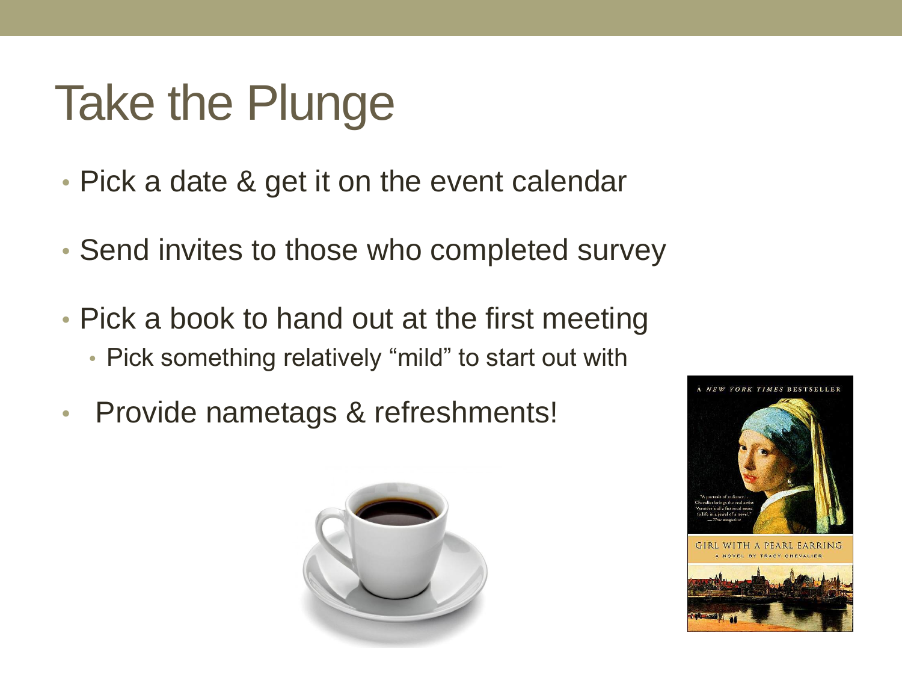# Take the Plunge

- Pick a date & get it on the event calendar
- Send invites to those who completed survey
- Pick a book to hand out at the first meeting
  - Pick something relatively "mild" to start out with
- Provide nametags & refreshments!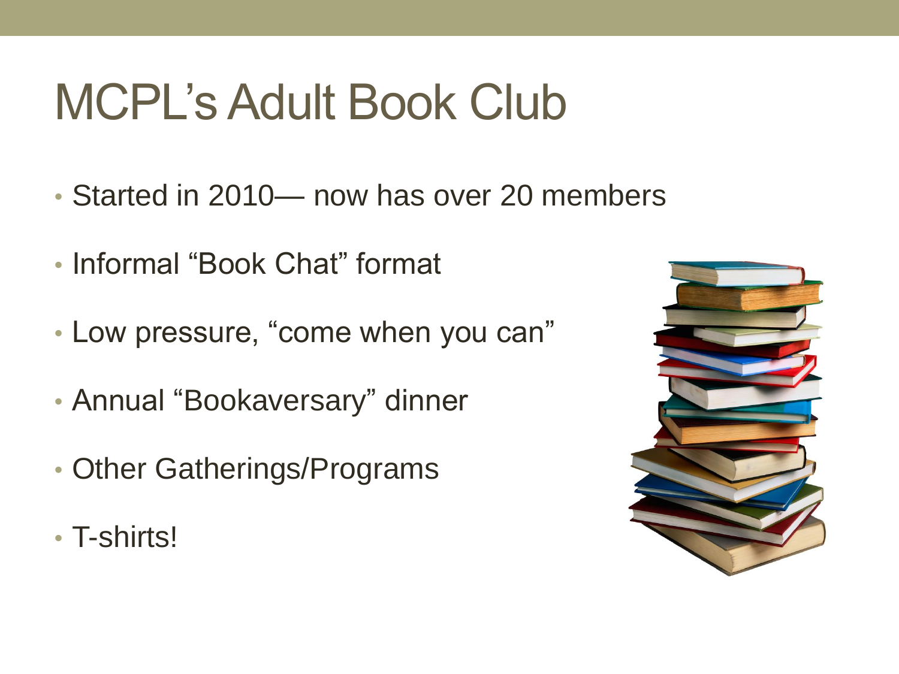# MCPL's Adult Book Club

- Started in 2010— now has over 20 members
- Informal "Book Chat" format
- Low pressure, "come when you can"
- Annual "Bookaversary" dinner
- Other Gatherings/Programs
- T-shirts!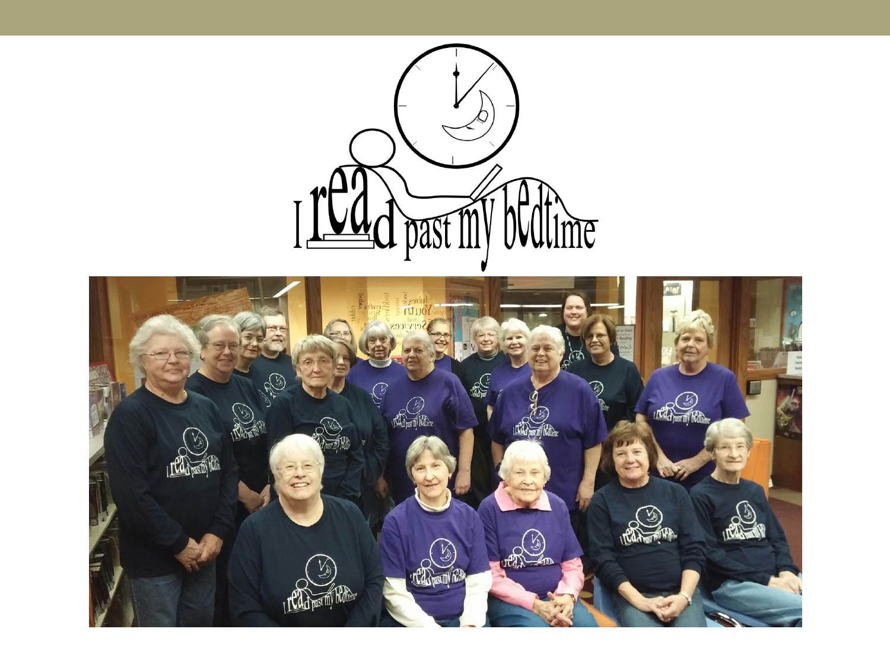I read past my bedtime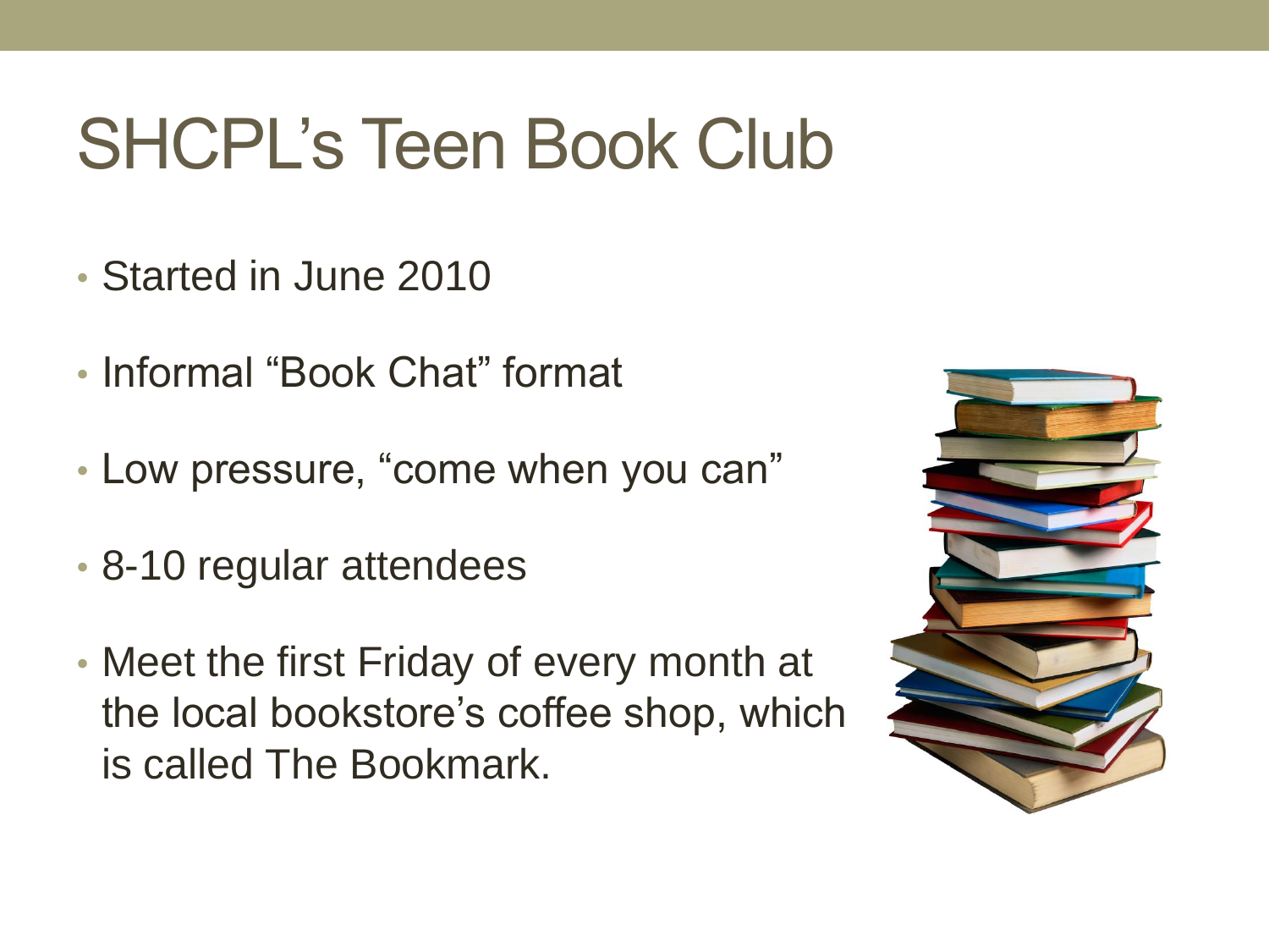# SHCPL's Teen Book Club

- Started in June 2010
- Informal "Book Chat" format
- Low pressure, "come when you can"
- 8-10 regular attendees
- Meet the first Friday of every month at the local bookstore's coffee shop, which is called The Bookmark.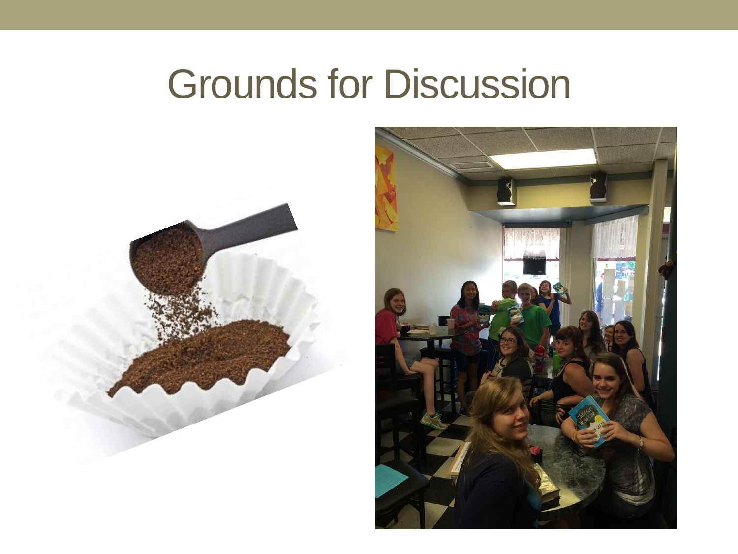# Grounds for Discussion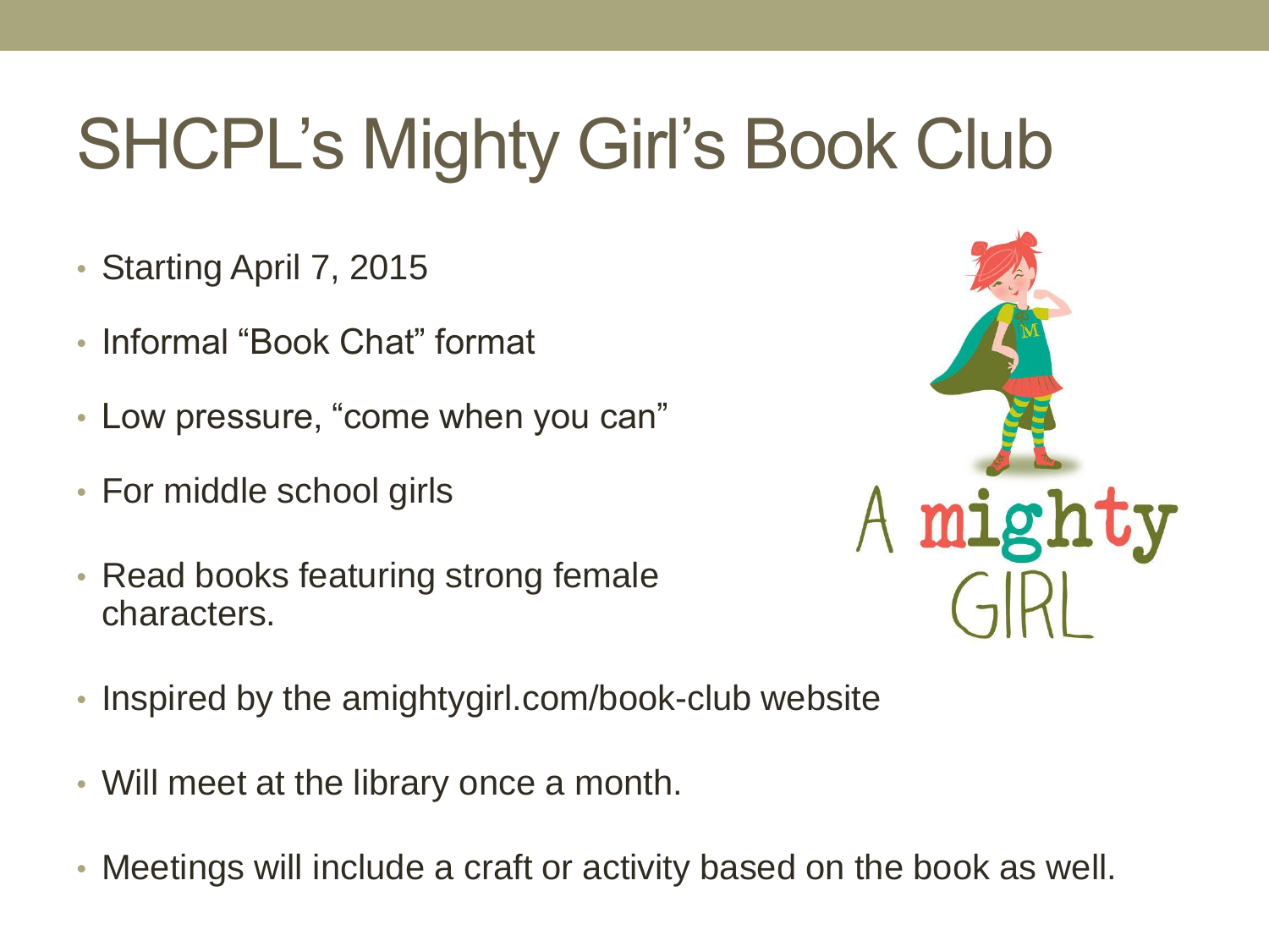# SHCPL's Mighty Girl's Book Club

- Starting April 7, 2015
- Informal "Book Chat" format
- Low pressure, "come when you can"
- For middle school girls
- Read books featuring strong female characters.
- Inspired by the amightygirl.com/book-club website
- Will meet at the library once a month.
- Meetings will include a craft or activity based on the book as well.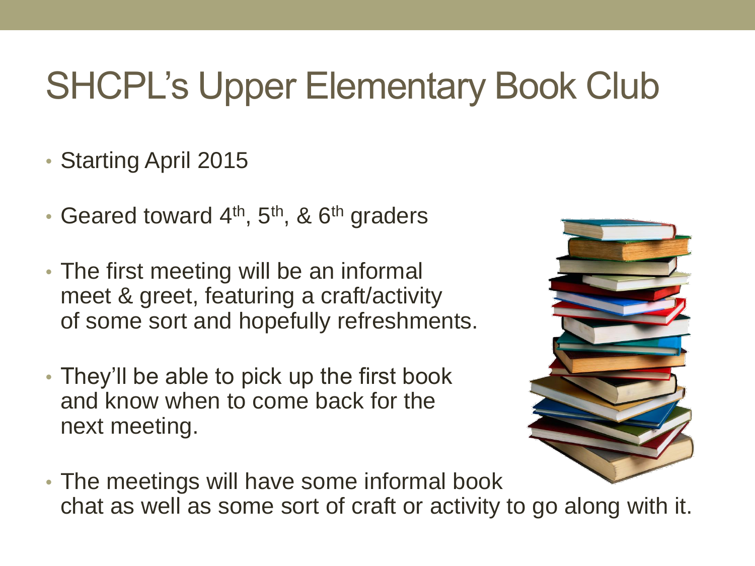# SHCPL's Upper Elementary Book Club

- Starting April 2015
- Geared toward 4th, 5th, & 6th graders
- The first meeting will be an informal meet & greet, featuring a craft/activity of some sort and hopefully refreshments.
- They'll be able to pick up the first book and know when to come back for the next meeting.
- The meetings will have some informal book chat as well as some sort of craft or activity to go along with it.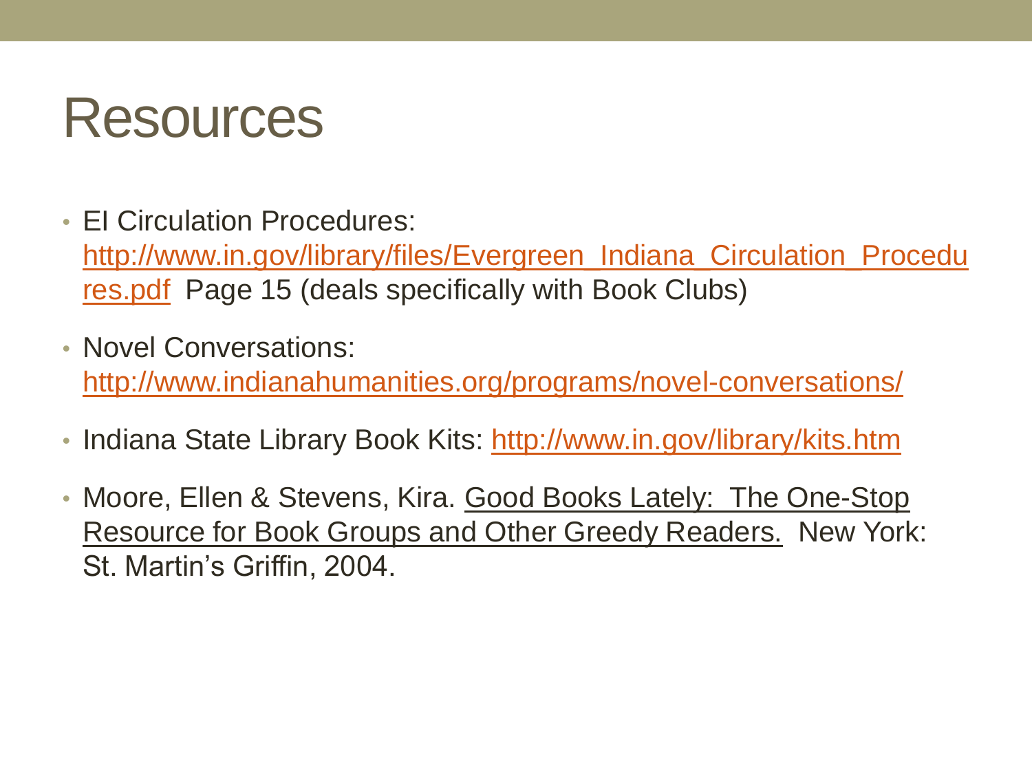# Resources

- EI Circulation Procedures: http://www.in.gov/library/files/Evergreen_Indiana_Circulation_Procedures.pdf Page 15 (deals specifically with Book Clubs)
- Novel Conversations: http://www.indianahumanities.org/programs/novel-conversations/
- Indiana State Library Book Kits: http://www.in.gov/library/kits.htm
- Moore, Ellen & Stevens, Kira. Good Books Lately: The One-Stop Resource for Book Groups and Other Greedy Readers. New York: St. Martin's Griffin, 2004.